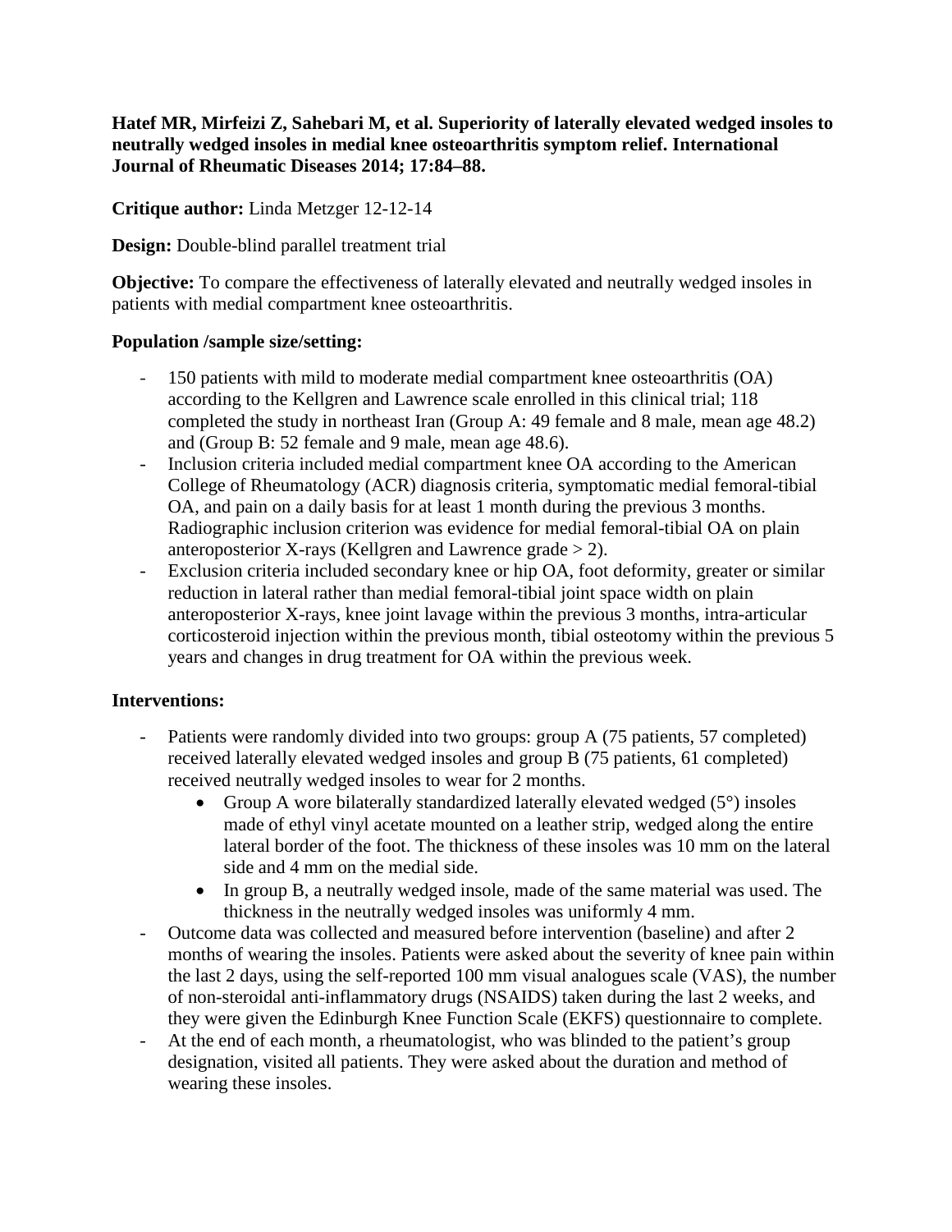**Hatef MR, Mirfeizi Z, Sahebari M, et al. Superiority of laterally elevated wedged insoles to neutrally wedged insoles in medial knee osteoarthritis symptom relief. International Journal of Rheumatic Diseases 2014; 17:84–88.**

**Critique author:** Linda Metzger 12-12-14

**Design:** Double-blind parallel treatment trial

**Objective:** To compare the effectiveness of laterally elevated and neutrally wedged insoles in patients with medial compartment knee osteoarthritis.

**Population /sample size/setting:**

- 150 patients with mild to moderate medial compartment knee osteoarthritis (OA) according to the Kellgren and Lawrence scale enrolled in this clinical trial; 118 completed the study in northeast Iran (Group A: 49 female and 8 male, mean age 48.2) and (Group B: 52 female and 9 male, mean age 48.6).
- Inclusion criteria included medial compartment knee OA according to the American College of Rheumatology (ACR) diagnosis criteria, symptomatic medial femoral-tibial OA, and pain on a daily basis for at least 1 month during the previous 3 months. Radiographic inclusion criterion was evidence for medial femoral-tibial OA on plain anteroposterior X-rays (Kellgren and Lawrence grade > 2).
- Exclusion criteria included secondary knee or hip OA, foot deformity, greater or similar reduction in lateral rather than medial femoral-tibial joint space width on plain anteroposterior X-rays, knee joint lavage within the previous 3 months, intra-articular corticosteroid injection within the previous month, tibial osteotomy within the previous 5 years and changes in drug treatment for OA within the previous week.

**Interventions:**

- Patients were randomly divided into two groups: group A (75 patients, 57 completed) received laterally elevated wedged insoles and group B (75 patients, 61 completed) received neutrally wedged insoles to wear for 2 months.
    - Group A wore bilaterally standardized laterally elevated wedged (5°) insoles made of ethyl vinyl acetate mounted on a leather strip, wedged along the entire lateral border of the foot. The thickness of these insoles was 10 mm on the lateral side and 4 mm on the medial side.
    - In group B, a neutrally wedged insole, made of the same material was used. The thickness in the neutrally wedged insoles was uniformly 4 mm.
- Outcome data was collected and measured before intervention (baseline) and after 2 months of wearing the insoles. Patients were asked about the severity of knee pain within the last 2 days, using the self-reported 100 mm visual analogues scale (VAS), the number of non-steroidal anti-inflammatory drugs (NSAIDS) taken during the last 2 weeks, and they were given the Edinburgh Knee Function Scale (EKFS) questionnaire to complete.
- At the end of each month, a rheumatologist, who was blinded to the patient's group designation, visited all patients. They were asked about the duration and method of wearing these insoles.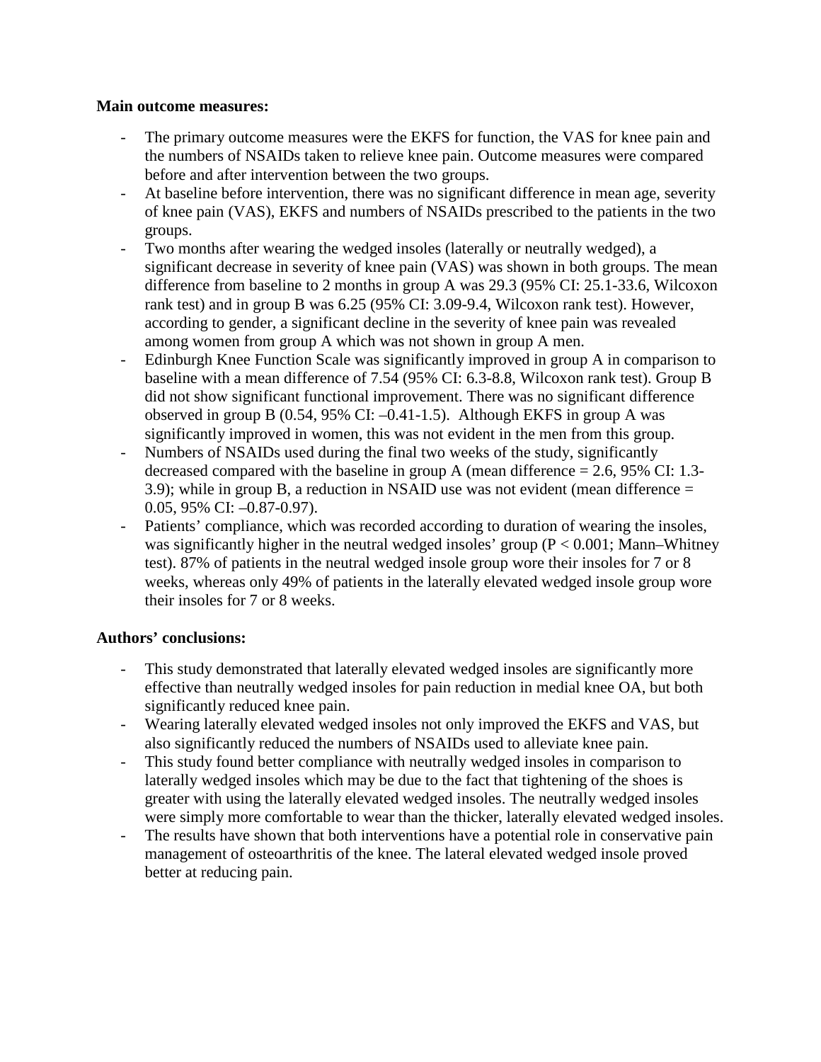**Main outcome measures:**

- The primary outcome measures were the EKFS for function, the VAS for knee pain and the numbers of NSAIDs taken to relieve knee pain. Outcome measures were compared before and after intervention between the two groups.
- At baseline before intervention, there was no significant difference in mean age, severity of knee pain (VAS), EKFS and numbers of NSAIDs prescribed to the patients in the two groups.
- Two months after wearing the wedged insoles (laterally or neutrally wedged), a significant decrease in severity of knee pain (VAS) was shown in both groups. The mean difference from baseline to 2 months in group A was 29.3 (95% CI: 25.1-33.6, Wilcoxon rank test) and in group B was 6.25 (95% CI: 3.09-9.4, Wilcoxon rank test). However, according to gender, a significant decline in the severity of knee pain was revealed among women from group A which was not shown in group A men.
- Edinburgh Knee Function Scale was significantly improved in group A in comparison to baseline with a mean difference of 7.54 (95% CI: 6.3-8.8, Wilcoxon rank test). Group B did not show significant functional improvement. There was no significant difference observed in group B (0.54, 95% CI: –0.41-1.5). Although EKFS in group A was significantly improved in women, this was not evident in the men from this group.
- Numbers of NSAIDs used during the final two weeks of the study, significantly decreased compared with the baseline in group A (mean difference = 2.6, 95% CI: 1.3-3.9); while in group B, a reduction in NSAID use was not evident (mean difference = 0.05, 95% CI: –0.87-0.97).
- Patients' compliance, which was recorded according to duration of wearing the insoles, was significantly higher in the neutral wedged insoles' group ($P < 0.001$; Mann–Whitney test). 87% of patients in the neutral wedged insole group wore their insoles for 7 or 8 weeks, whereas only 49% of patients in the laterally elevated wedged insole group wore their insoles for 7 or 8 weeks.

**Authors' conclusions:**

- This study demonstrated that laterally elevated wedged insoles are significantly more effective than neutrally wedged insoles for pain reduction in medial knee OA, but both significantly reduced knee pain.
- Wearing laterally elevated wedged insoles not only improved the EKFS and VAS, but also significantly reduced the numbers of NSAIDs used to alleviate knee pain.
- This study found better compliance with neutrally wedged insoles in comparison to laterally wedged insoles which may be due to the fact that tightening of the shoes is greater with using the laterally elevated wedged insoles. The neutrally wedged insoles were simply more comfortable to wear than the thicker, laterally elevated wedged insoles.
- The results have shown that both interventions have a potential role in conservative pain management of osteoarthritis of the knee. The lateral elevated wedged insole proved better at reducing pain.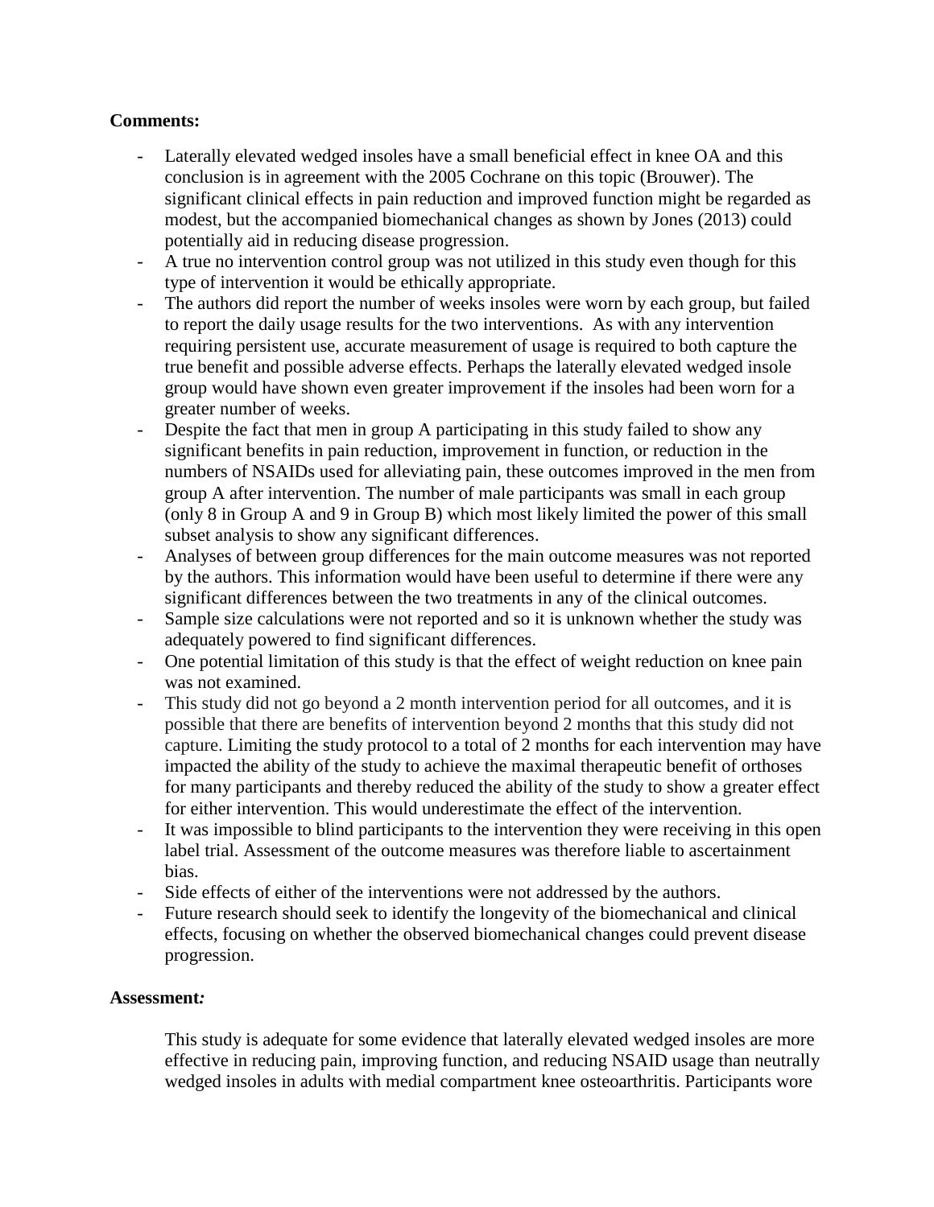**Comments:**

- Laterally elevated wedged insoles have a small beneficial effect in knee OA and this conclusion is in agreement with the 2005 Cochrane on this topic (Brouwer). The significant clinical effects in pain reduction and improved function might be regarded as modest, but the accompanied biomechanical changes as shown by Jones (2013) could potentially aid in reducing disease progression.
- A true no intervention control group was not utilized in this study even though for this type of intervention it would be ethically appropriate.
- The authors did report the number of weeks insoles were worn by each group, but failed to report the daily usage results for the two interventions. As with any intervention requiring persistent use, accurate measurement of usage is required to both capture the true benefit and possible adverse effects. Perhaps the laterally elevated wedged insole group would have shown even greater improvement if the insoles had been worn for a greater number of weeks.
- Despite the fact that men in group A participating in this study failed to show any significant benefits in pain reduction, improvement in function, or reduction in the numbers of NSAIDs used for alleviating pain, these outcomes improved in the men from group A after intervention. The number of male participants was small in each group (only 8 in Group A and 9 in Group B) which most likely limited the power of this small subset analysis to show any significant differences.
- Analyses of between group differences for the main outcome measures was not reported by the authors. This information would have been useful to determine if there were any significant differences between the two treatments in any of the clinical outcomes.
- Sample size calculations were not reported and so it is unknown whether the study was adequately powered to find significant differences.
- One potential limitation of this study is that the effect of weight reduction on knee pain was not examined.
- This study did not go beyond a 2 month intervention period for all outcomes, and it is possible that there are benefits of intervention beyond 2 months that this study did not capture. Limiting the study protocol to a total of 2 months for each intervention may have impacted the ability of the study to achieve the maximal therapeutic benefit of orthoses for many participants and thereby reduced the ability of the study to show a greater effect for either intervention. This would underestimate the effect of the intervention.
- It was impossible to blind participants to the intervention they were receiving in this open label trial. Assessment of the outcome measures was therefore liable to ascertainment bias.
- Side effects of either of the interventions were not addressed by the authors.
- Future research should seek to identify the longevity of the biomechanical and clinical effects, focusing on whether the observed biomechanical changes could prevent disease progression.

**Assessment*:***

This study is adequate for some evidence that laterally elevated wedged insoles are more effective in reducing pain, improving function, and reducing NSAID usage than neutrally wedged insoles in adults with medial compartment knee osteoarthritis. Participants wore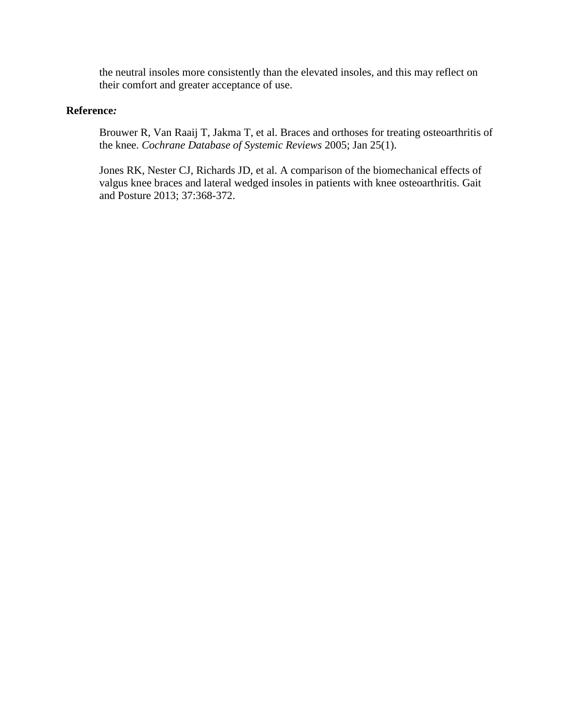the neutral insoles more consistently than the elevated insoles, and this may reflect on their comfort and greater acceptance of use.

**Reference*:***

Brouwer R, Van Raaij T, Jakma T, et al. Braces and orthoses for treating osteoarthritis of the knee. *Cochrane Database of Systemic Reviews* 2005; Jan 25(1).

Jones RK, Nester CJ, Richards JD, et al. A comparison of the biomechanical effects of valgus knee braces and lateral wedged insoles in patients with knee osteoarthritis. Gait and Posture 2013; 37:368-372.